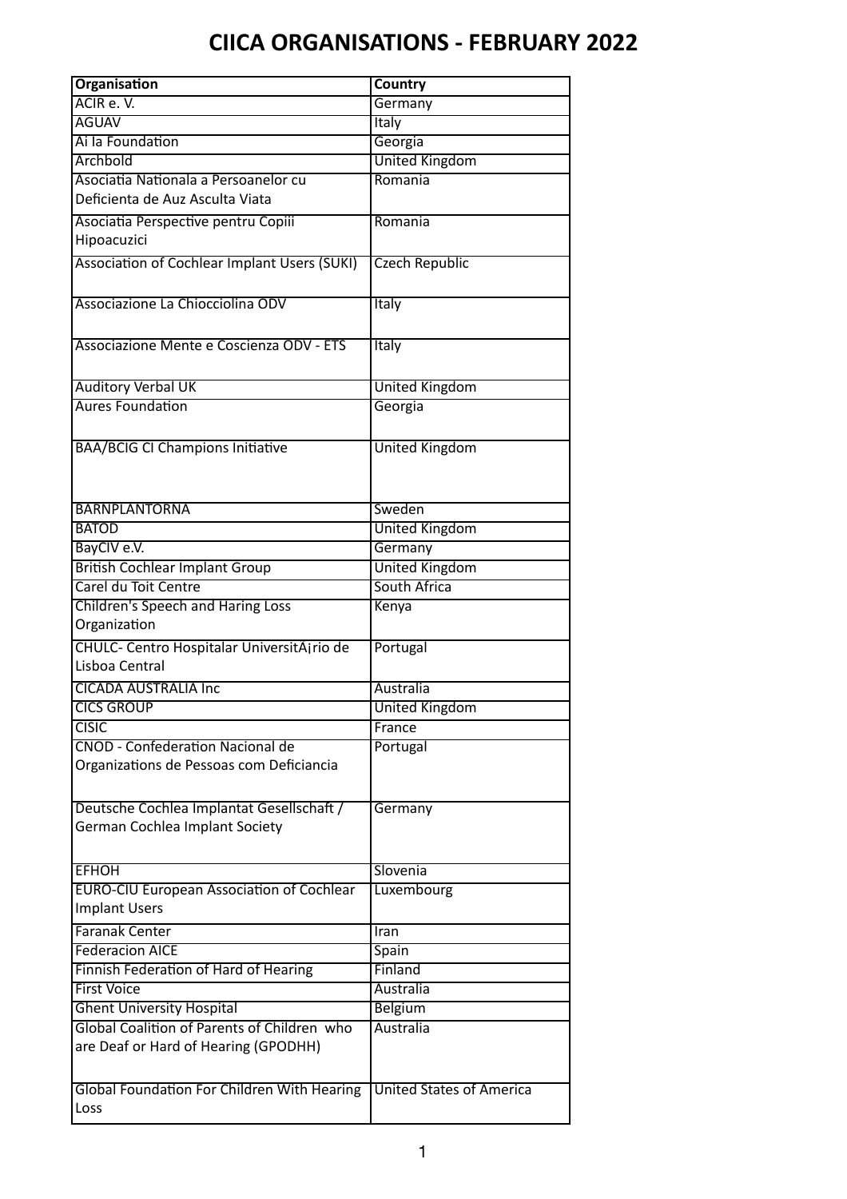# CIICA ORGANISATIONS - FEBRUARY 2022

| Organisation | Country |
|---|---|
| ACIR e. V. | Germany |
| AGUAV | Italy |
| Ai la Foundation | Georgia |
| Archbold | United Kingdom |
| Asociatia Nationala a Persoanelor cu Deficienta de Auz Asculta Viata | Romania |
| Asociatia Perspective pentru Copiii Hipoacuzici | Romania |
| Association of Cochlear Implant Users (SUKI) | Czech Republic |
| Associazione La Chiocciolina ODV | Italy |
| Associazione Mente e Coscienza ODV - ETS | Italy |
| Auditory Verbal UK | United Kingdom |
| Aures Foundation | Georgia |
| BAA/BCIG CI Champions Initiative | United Kingdom |
| BARNPLANTORNA | Sweden |
| BATOD | United Kingdom |
| BayCIV e.V. | Germany |
| British Cochlear Implant Group | United Kingdom |
| Carel du Toit Centre | South Africa |
| Children's Speech and Haring Loss Organization | Kenya |
| CHULC- Centro Hospitalar UniversitÃ¡rio de Lisboa Central | Portugal |
| CICADA AUSTRALIA Inc | Australia |
| CICS GROUP | United Kingdom |
| CISIC | France |
| CNOD - Confederation Nacional de Organizations de Pessoas com Deficiancia | Portugal |
| Deutsche Cochlea Implantat Gesellschaft / German Cochlea Implant Society | Germany |
| EFHOH | Slovenia |
| EURO-CIU European Association of Cochlear Implant Users | Luxembourg |
| Faranak Center | Iran |
| Federacion AICE | Spain |
| Finnish Federation of Hard of Hearing | Finland |
| First Voice | Australia |
| Ghent University Hospital | Belgium |
| Global Coalition of Parents of Children who are Deaf or Hard of Hearing (GPODHH) | Australia |
| Global Foundation For Children With Hearing Loss | United States of America |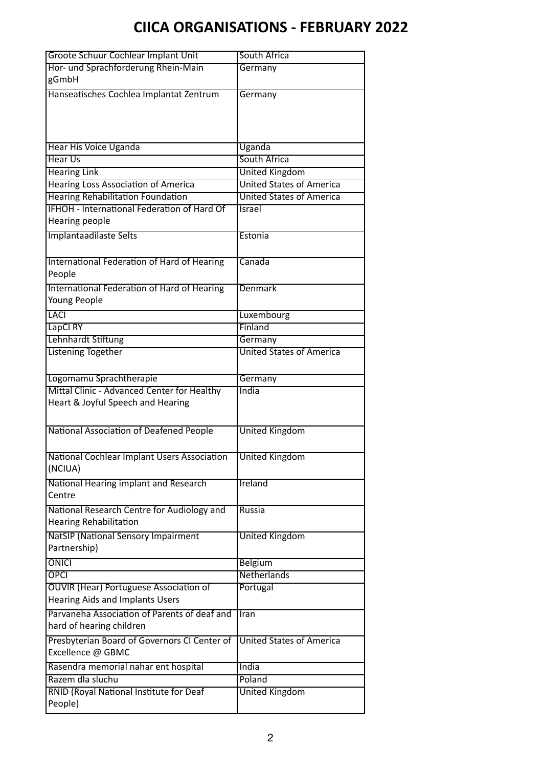# CIICA ORGANISATIONS - FEBRUARY 2022

| | |
|---|---|
| Groote Schuur Cochlear Implant Unit | South Africa |
| Hor- und Sprachforderung Rhein-Main gGmbH | Germany |
| Hanseatisches Cochlea Implantat Zentrum | Germany |
| Hear His Voice Uganda | Uganda |
| Hear Us | South Africa |
| Hearing Link | United Kingdom |
| Hearing Loss Association of America | United States of America |
| Hearing Rehabilitation Foundation | United States of America |
| IFHOH - International Federation of Hard Of Hearing people | Israel |
| Implantaadilaste Selts | Estonia |
| International Federation of Hard of Hearing People | Canada |
| International Federation of Hard of Hearing Young People | Denmark |
| LACI | Luxembourg |
| LapCI RY | Finland |
| Lehnhardt Stiftung | Germany |
| Listening Together | United States of America |
| Logomamu Sprachtherapie | Germany |
| Mittal Clinic - Advanced Center for Healthy Heart & Joyful Speech and Hearing | India |
| National Association of Deafened People | United Kingdom |
| National Cochlear Implant Users Association (NCIUA) | United Kingdom |
| National Hearing implant and Research Centre | Ireland |
| National Research Centre for Audiology and Hearing Rehabilitation | Russia |
| NatSIP (National Sensory Impairment Partnership) | United Kingdom |
| ONICI | Belgium |
| OPCI | Netherlands |
| OUVIR (Hear) Portuguese Association of Hearing Aids and Implants Users | Portugal |
| Parvaneha Association of Parents of deaf and hard of hearing children | Iran |
| Presbyterian Board of Governors CI Center of Excellence @ GBMC | United States of America |
| Rasendra memorial nahar ent hospital | India |
| Razem dla sluchu | Poland |
| RNID (Royal National Institute for Deaf People) | United Kingdom |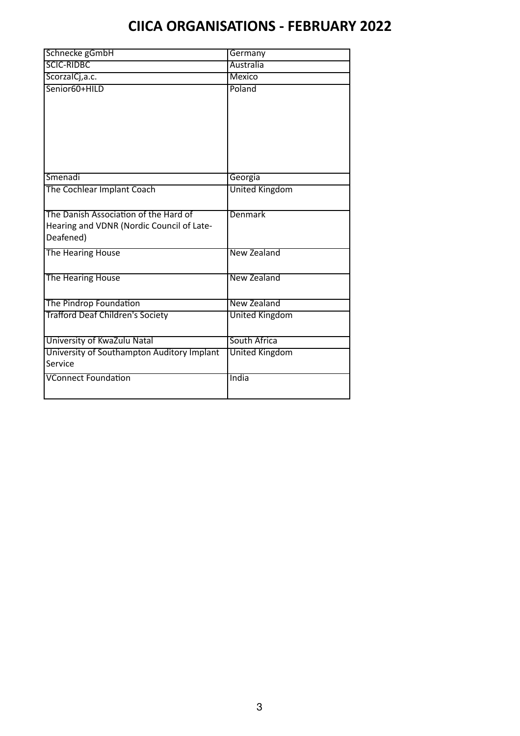# CIICA ORGANISATIONS - FEBRUARY 2022

| | |
|---|---|
| Schnecke gGmbH | Germany |
| SCIC-RIDBC | Australia |
| ScorzalCj,a.c. | Mexico |
| Senior60+HILD | Poland |
| Smenadi | Georgia |
| The Cochlear Implant Coach | United Kingdom |
| The Danish Association of the Hard of Hearing and VDNR (Nordic Council of Late-Deafened) | Denmark |
| The Hearing House | New Zealand |
| The Hearing House | New Zealand |
| The Pindrop Foundation | New Zealand |
| Trafford Deaf Children's Society | United Kingdom |
| University of KwaZulu Natal | South Africa |
| University of Southampton Auditory Implant Service | United Kingdom |
| VConnect Foundation | India |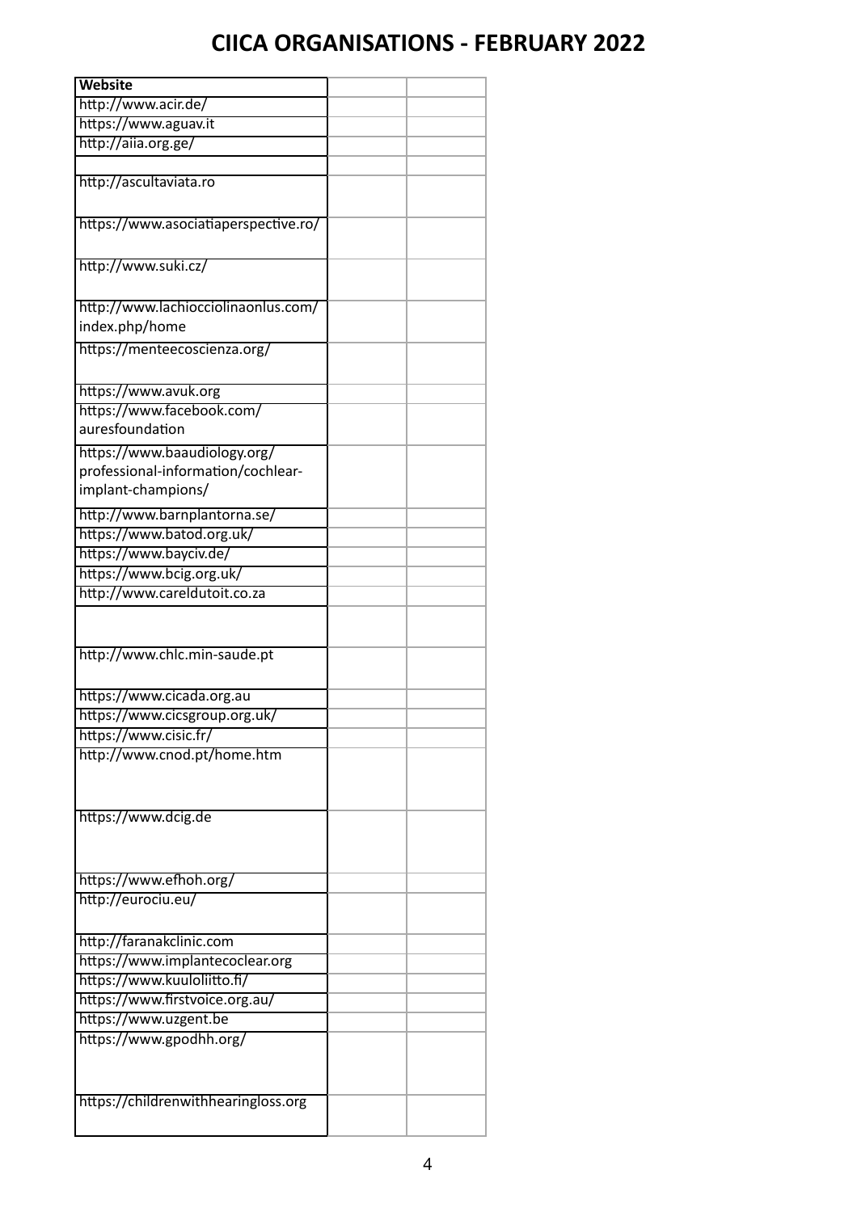# CIICA ORGANISATIONS - FEBRUARY 2022

| Website | | |
|---|---|---|
| http://www.acir.de/ | | |
| https://www.aguav.it | | |
| http://aiia.org.ge/ | | |
| | | |
| http://ascultaviata.ro | | |
| https://www.asociatiaperspective.ro/ | | |
| http://www.suki.cz/ | | |
| http://www.lachiocciolinaonlus.com/index.php/home | | |
| https://menteecoscienza.org/ | | |
| https://www.avuk.org | | |
| https://www.facebook.com/auresfoundation | | |
| https://www.baaudiology.org/professional-information/cochlear-implant-champions/ | | |
| http://www.barnplantorna.se/ | | |
| https://www.batod.org.uk/ | | |
| https://www.bayciv.de/ | | |
| https://www.bcig.org.uk/ | | |
| http://www.careldutoit.co.za | | |
| | | |
| http://www.chlc.min-saude.pt | | |
| https://www.cicada.org.au | | |
| https://www.cicsgroup.org.uk/ | | |
| https://www.cisic.fr/ | | |
| http://www.cnod.pt/home.htm | | |
| https://www.dcig.de | | |
| https://www.efhoh.org/ | | |
| http://eurociu.eu/ | | |
| http://faranakclinic.com | | |
| https://www.implantecoclear.org | | |
| https://www.kuuloliitto.fi/ | | |
| https://www.firstvoice.org.au/ | | |
| https://www.uzgent.be | | |
| https://www.gpodhh.org/ | | |
| https://childrenwithhearingloss.org | | |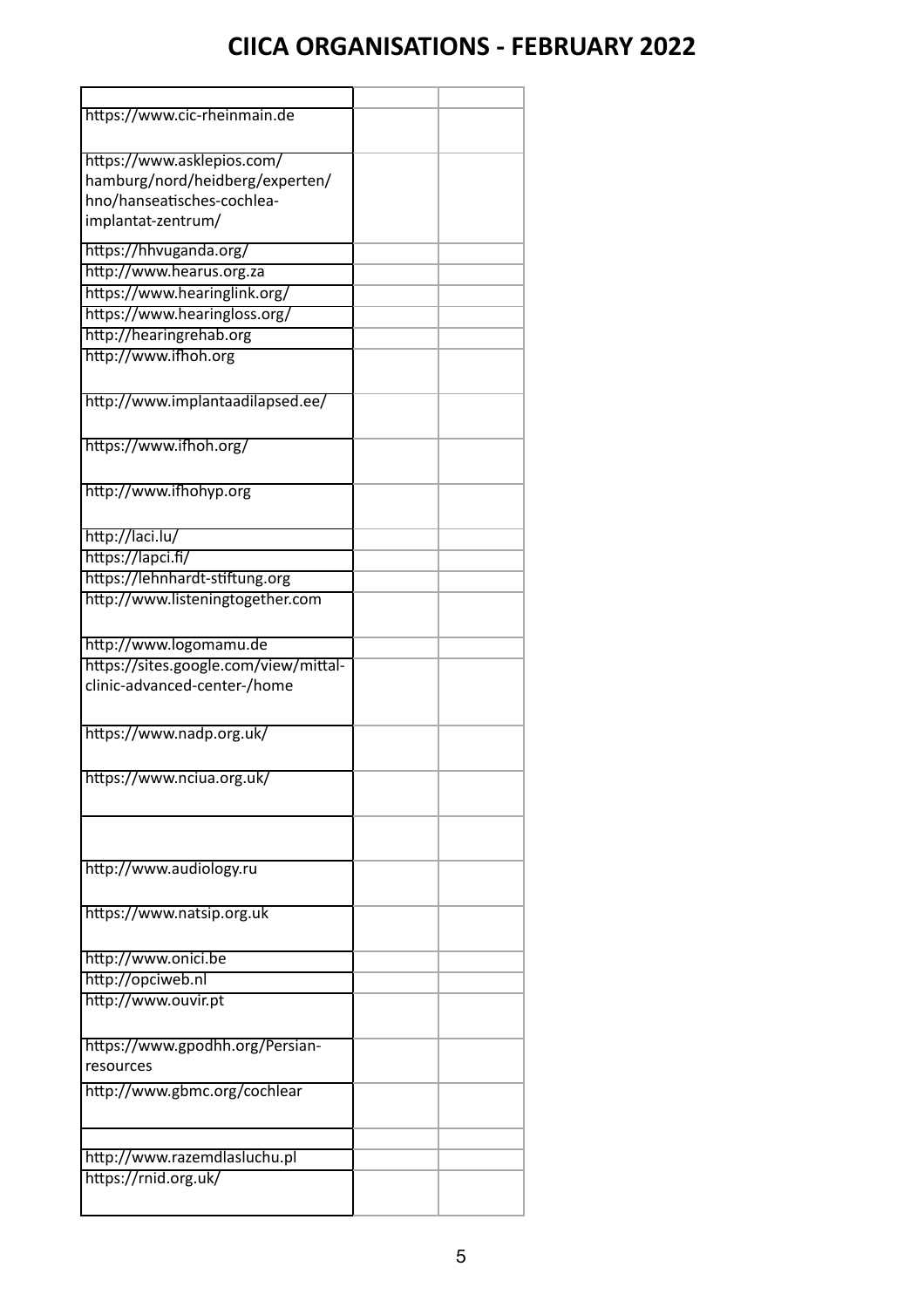# CIICA ORGANISATIONS - FEBRUARY 2022

| | | |
|---|---|---|
| https://www.cic-rheinmain.de | | |
| https://www.asklepios.com/hamburg/nord/heidberg/experten/hno/hanseatisches-cochlea-implantat-zentrum/ | | |
| https://hhvuganda.org/ | | |
| http://www.hearus.org.za | | |
| https://www.hearinglink.org/ | | |
| https://www.hearingloss.org/ | | |
| http://hearingrehab.org | | |
| http://www.ifhoh.org | | |
| http://www.implantaadilapsed.ee/ | | |
| https://www.ifhoh.org/ | | |
| http://www.ifhohyp.org | | |
| http://laci.lu/ | | |
| https://lapci.fi/ | | |
| https://lehnhardt-stiftung.org | | |
| http://www.listeningtogether.com | | |
| http://www.logomamu.de | | |
| https://sites.google.com/view/mittal-clinic-advanced-center-/home | | |
| https://www.nadp.org.uk/ | | |
| https://www.nciua.org.uk/ | | |
| | | |
| http://www.audiology.ru | | |
| https://www.natsip.org.uk | | |
| http://www.onici.be | | |
| http://opciweb.nl | | |
| http://www.ouvir.pt | | |
| https://www.gpodhh.org/Persian-resources | | |
| http://www.gbmc.org/cochlear | | |
| | | |
| http://www.razemdlasluchu.pl | | |
| https://rnid.org.uk/ | | |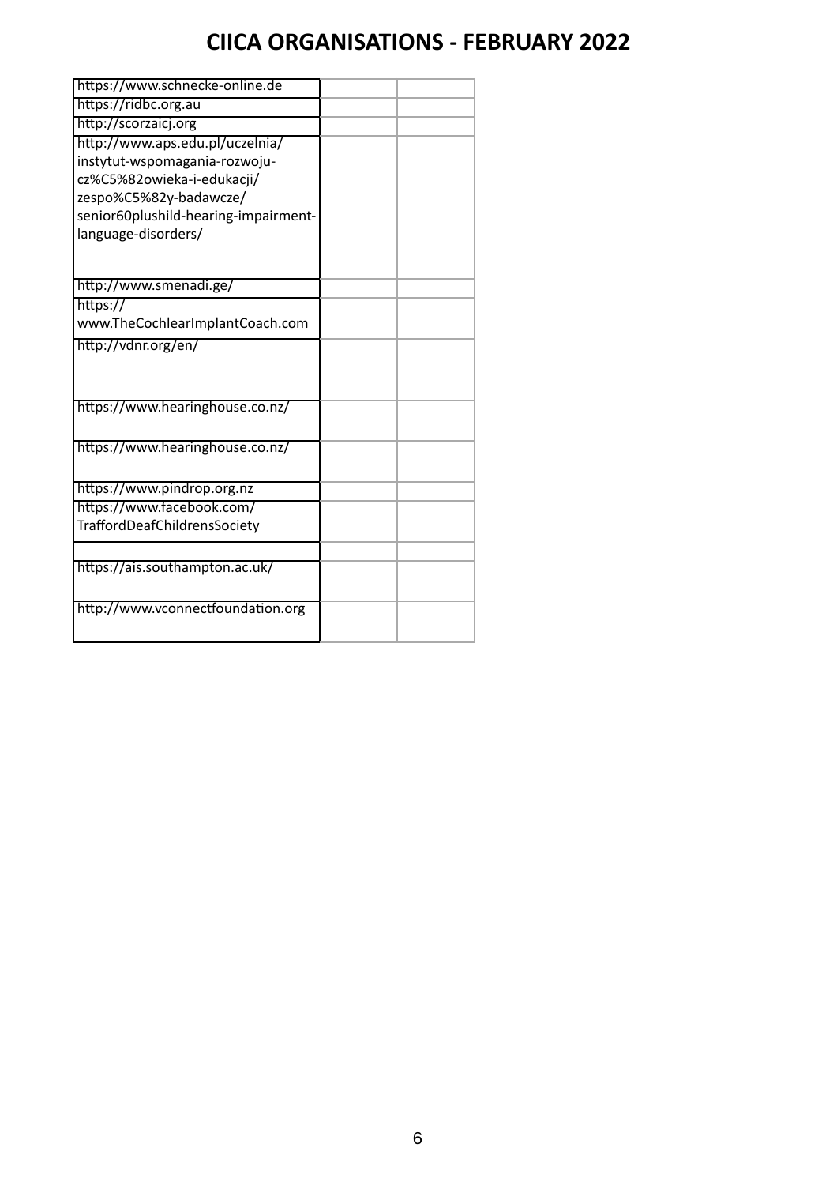# CIICA ORGANISATIONS - FEBRUARY 2022

| | | |
|---|---|---|
| https://www.schnecke-online.de | | |
| https://ridbc.org.au | | |
| http://scorzaicj.org | | |
| http://www.aps.edu.pl/uczelnia/instytut-wspomagania-rozwoju-cz%C5%82owieka-i-edukacji/zespo%C5%82y-badawcze/senior60plushild-hearing-impairment-language-disorders/ | | |
| http://www.smenadi.ge/ | | |
| https://www.TheCochlearImplantCoach.com | | |
| http://vdnr.org/en/ | | |
| https://www.hearinghouse.co.nz/ | | |
| https://www.hearinghouse.co.nz/ | | |
| https://www.pindrop.org.nz | | |
| https://www.facebook.com/TraffordDeafChildrensSociety | | |
| | | |
| https://ais.southampton.ac.uk/ | | |
| http://www.vconnectfoundation.org | | |